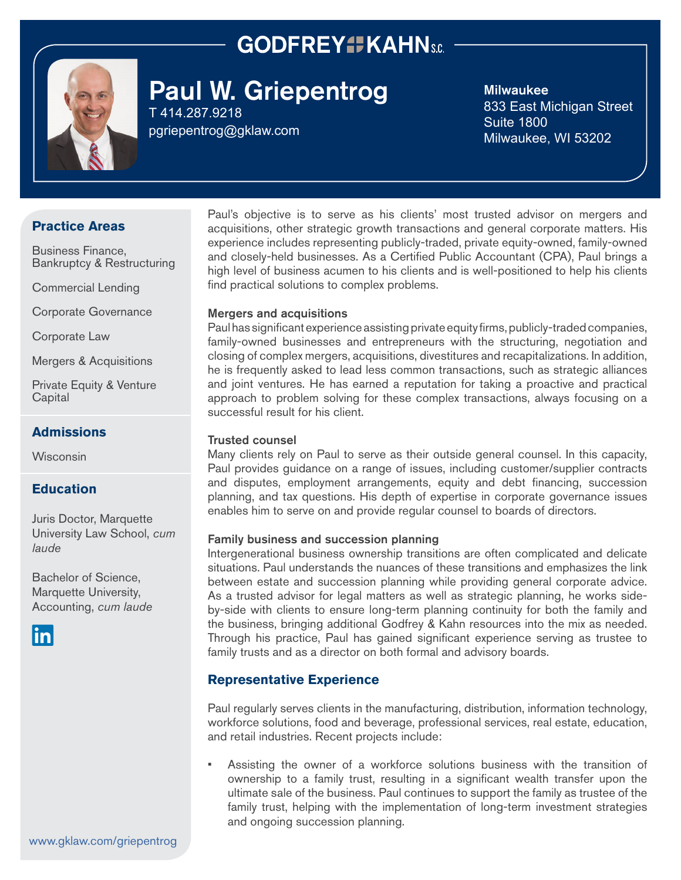# GODFREY & KAHN S.C.

## Paul W. Griepentrog

T 414.287.9218
pgriepentrog@gklaw.com

**Milwaukee**
833 East Michigan Street
Suite 1800
Milwaukee, WI 53202

### Practice Areas

Business Finance, Bankruptcy & Restructuring

Commercial Lending

Corporate Governance

Corporate Law

Mergers & Acquisitions

Private Equity & Venture Capital

### Admissions

Wisconsin

### Education

Juris Doctor, Marquette University Law School, *cum laude*

Bachelor of Science, Marquette University, Accounting, *cum laude*

www.gklaw.com/griepentrog

Paul's objective is to serve as his clients' most trusted advisor on mergers and acquisitions, other strategic growth transactions and general corporate matters. His experience includes representing publicly-traded, private equity-owned, family-owned and closely-held businesses. As a Certified Public Accountant (CPA), Paul brings a high level of business acumen to his clients and is well-positioned to help his clients find practical solutions to complex problems.

**Mergers and acquisitions**
Paul has significant experience assisting private equity firms, publicly-traded companies, family-owned businesses and entrepreneurs with the structuring, negotiation and closing of complex mergers, acquisitions, divestitures and recapitalizations. In addition, he is frequently asked to lead less common transactions, such as strategic alliances and joint ventures. He has earned a reputation for taking a proactive and practical approach to problem solving for these complex transactions, always focusing on a successful result for his client.

**Trusted counsel**
Many clients rely on Paul to serve as their outside general counsel. In this capacity, Paul provides guidance on a range of issues, including customer/supplier contracts and disputes, employment arrangements, equity and debt financing, succession planning, and tax questions. His depth of expertise in corporate governance issues enables him to serve on and provide regular counsel to boards of directors.

**Family business and succession planning**
Intergenerational business ownership transitions are often complicated and delicate situations. Paul understands the nuances of these transitions and emphasizes the link between estate and succession planning while providing general corporate advice. As a trusted advisor for legal matters as well as strategic planning, he works side-by-side with clients to ensure long-term planning continuity for both the family and the business, bringing additional Godfrey & Kahn resources into the mix as needed. Through his practice, Paul has gained significant experience serving as trustee to family trusts and as a director on both formal and advisory boards.

### Representative Experience

Paul regularly serves clients in the manufacturing, distribution, information technology, workforce solutions, food and beverage, professional services, real estate, education, and retail industries. Recent projects include:

- Assisting the owner of a workforce solutions business with the transition of ownership to a family trust, resulting in a significant wealth transfer upon the ultimate sale of the business. Paul continues to support the family as trustee of the family trust, helping with the implementation of long-term investment strategies and ongoing succession planning.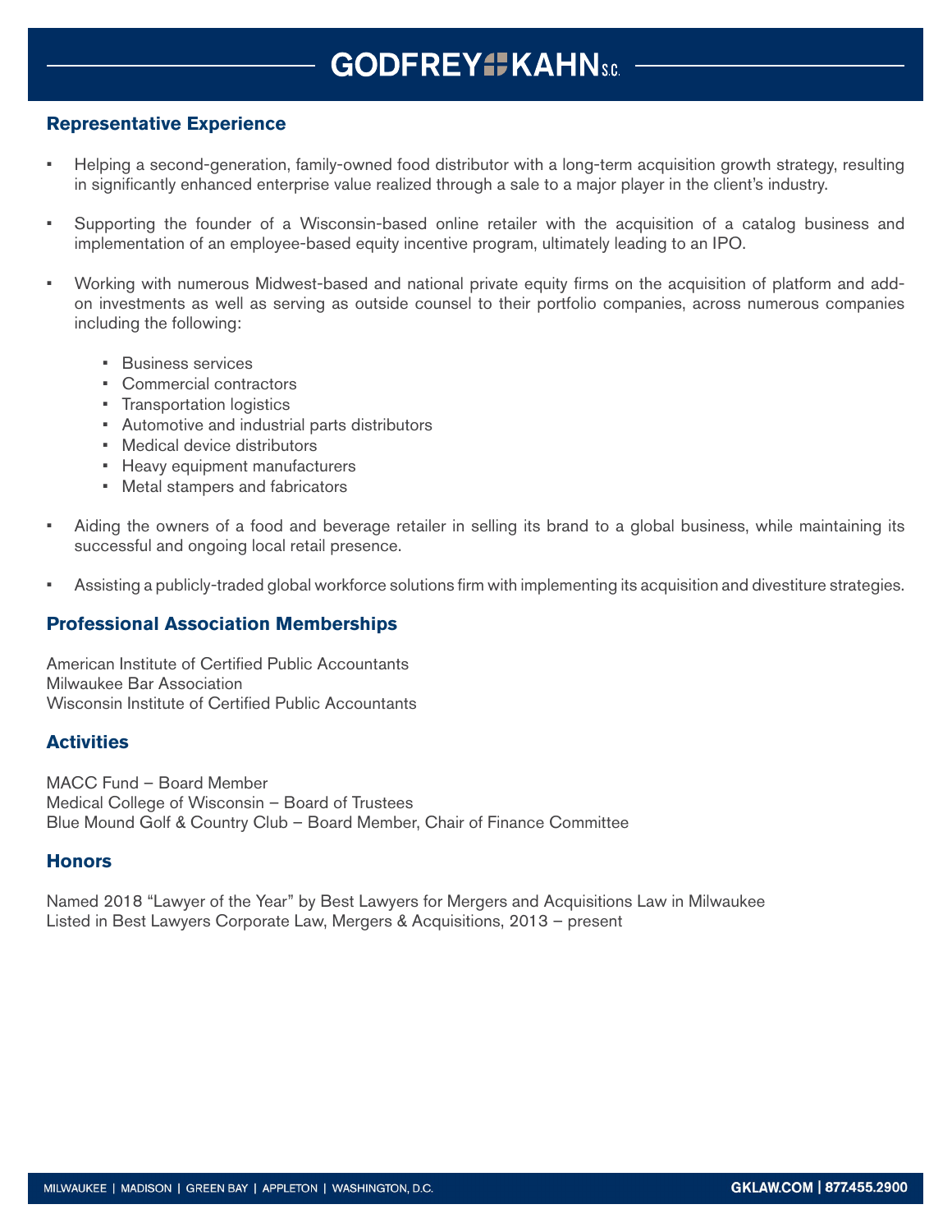## Representative Experience

- Helping a second-generation, family-owned food distributor with a long-term acquisition growth strategy, resulting in significantly enhanced enterprise value realized through a sale to a major player in the client's industry.
- Supporting the founder of a Wisconsin-based online retailer with the acquisition of a catalog business and implementation of an employee-based equity incentive program, ultimately leading to an IPO.
- Working with numerous Midwest-based and national private equity firms on the acquisition of platform and add-on investments as well as serving as outside counsel to their portfolio companies, across numerous companies including the following:
  - Business services
  - Commercial contractors
  - Transportation logistics
  - Automotive and industrial parts distributors
  - Medical device distributors
  - Heavy equipment manufacturers
  - Metal stampers and fabricators
- Aiding the owners of a food and beverage retailer in selling its brand to a global business, while maintaining its successful and ongoing local retail presence.
- Assisting a publicly-traded global workforce solutions firm with implementing its acquisition and divestiture strategies.

## Professional Association Memberships

American Institute of Certified Public Accountants
Milwaukee Bar Association
Wisconsin Institute of Certified Public Accountants

## Activities

MACC Fund – Board Member
Medical College of Wisconsin – Board of Trustees
Blue Mound Golf & Country Club – Board Member, Chair of Finance Committee

## Honors

Named 2018 "Lawyer of the Year" by Best Lawyers for Mergers and Acquisitions Law in Milwaukee
Listed in Best Lawyers Corporate Law, Mergers & Acquisitions, 2013 – present